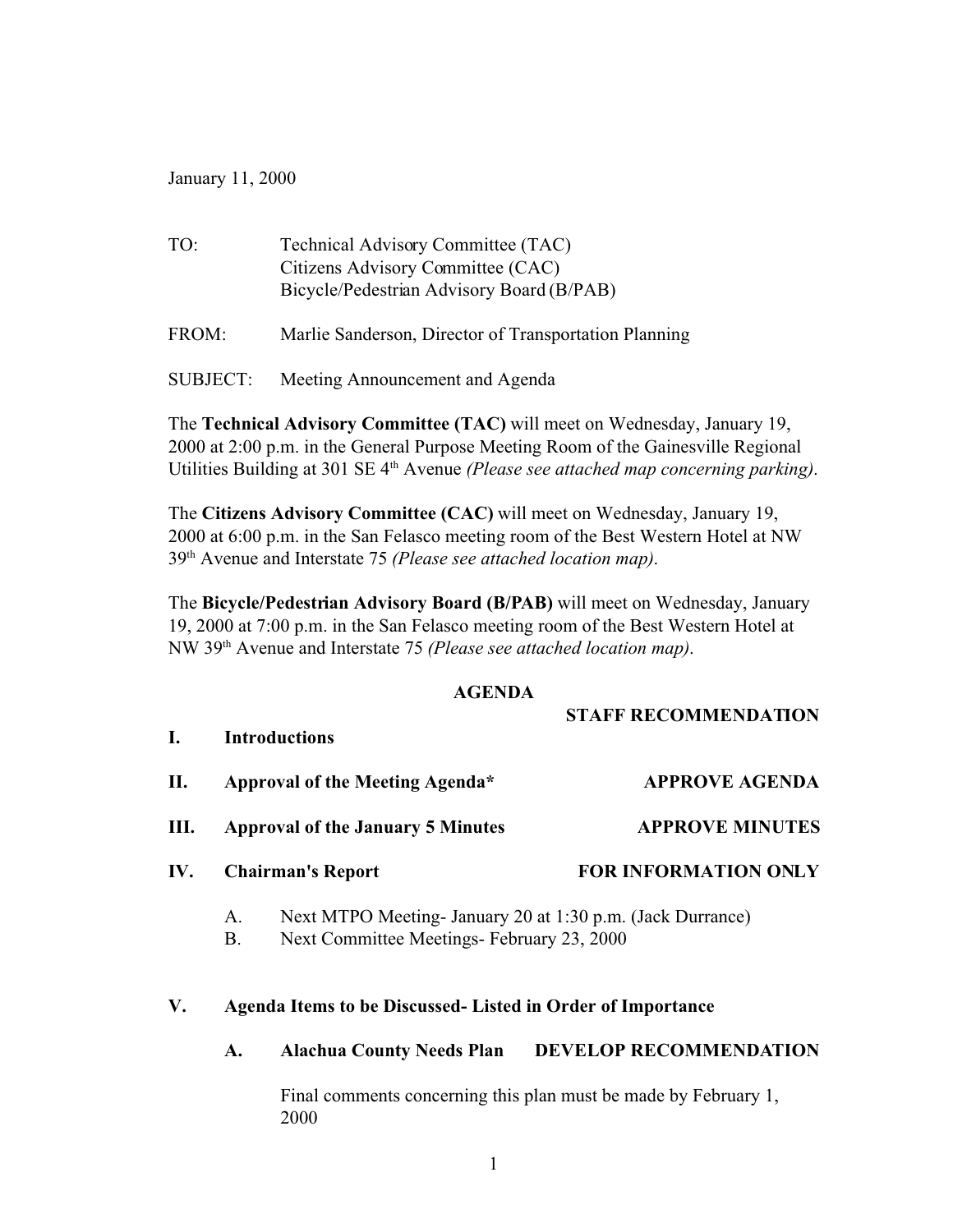January 11, 2000

TO: Technical Advisory Committee (TAC)
Citizens Advisory Committee (CAC)
Bicycle/Pedestrian Advisory Board (B/PAB)

FROM: Marlie Sanderson, Director of Transportation Planning

SUBJECT: Meeting Announcement and Agenda

The **Technical Advisory Committee (TAC)** will meet on Wednesday, January 19, 2000 at 2:00 p.m. in the General Purpose Meeting Room of the Gainesville Regional Utilities Building at 301 SE 4th Avenue *(Please see attached map concerning parking)*.

The **Citizens Advisory Committee (CAC)** will meet on Wednesday, January 19, 2000 at 6:00 p.m. in the San Felasco meeting room of the Best Western Hotel at NW 39th Avenue and Interstate 75 *(Please see attached location map)*.

The **Bicycle/Pedestrian Advisory Board (B/PAB)** will meet on Wednesday, January 19, 2000 at 7:00 p.m. in the San Felasco meeting room of the Best Western Hotel at NW 39th Avenue and Interstate 75 *(Please see attached location map)*.

**AGENDA**

| | | **STAFF RECOMMENDATION** |
|---|---|---|
| **I.** | **Introductions** | |
| **II.** | **Approval of the Meeting Agenda*** | **APPROVE AGENDA** |
| **III.** | **Approval of the January 5 Minutes** | **APPROVE MINUTES** |
| **IV.** | **Chairman's Report** | **FOR INFORMATION ONLY** |

A. Next MTPO Meeting- January 20 at 1:30 p.m. (Jack Durrance)
B. Next Committee Meetings- February 23, 2000

**V. Agenda Items to be Discussed- Listed in Order of Importance**

**A. Alachua County Needs Plan** **DEVELOP RECOMMENDATION**

Final comments concerning this plan must be made by February 1, 2000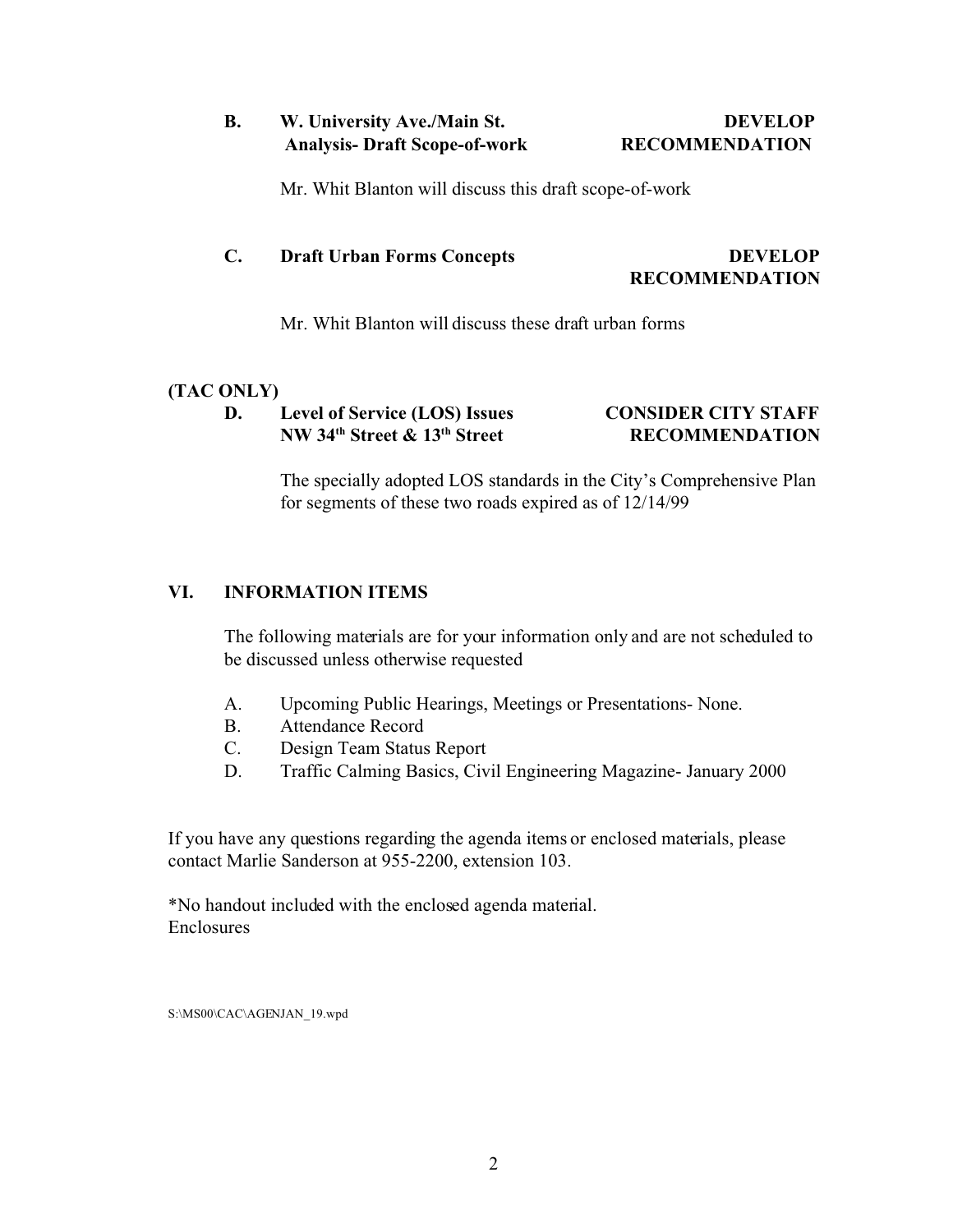**B. W. University Ave./Main St. Analysis- Draft Scope-of-work** — **DEVELOP RECOMMENDATION**

Mr. Whit Blanton will discuss this draft scope-of-work

**C. Draft Urban Forms Concepts** — **DEVELOP RECOMMENDATION**

Mr. Whit Blanton will discuss these draft urban forms

**(TAC ONLY)**

**D. Level of Service (LOS) Issues NW 34th Street & 13th Street** — **CONSIDER CITY STAFF RECOMMENDATION**

The specially adopted LOS standards in the City's Comprehensive Plan for segments of these two roads expired as of 12/14/99

## VI. INFORMATION ITEMS

The following materials are for your information only and are not scheduled to be discussed unless otherwise requested

A. Upcoming Public Hearings, Meetings or Presentations- None.
B. Attendance Record
C. Design Team Status Report
D. Traffic Calming Basics, Civil Engineering Magazine- January 2000

If you have any questions regarding the agenda items or enclosed materials, please contact Marlie Sanderson at 955-2200, extension 103.

*No handout included with the enclosed agenda material.
Enclosures

S:\MS00\CAC\AGENJAN_19.wpd